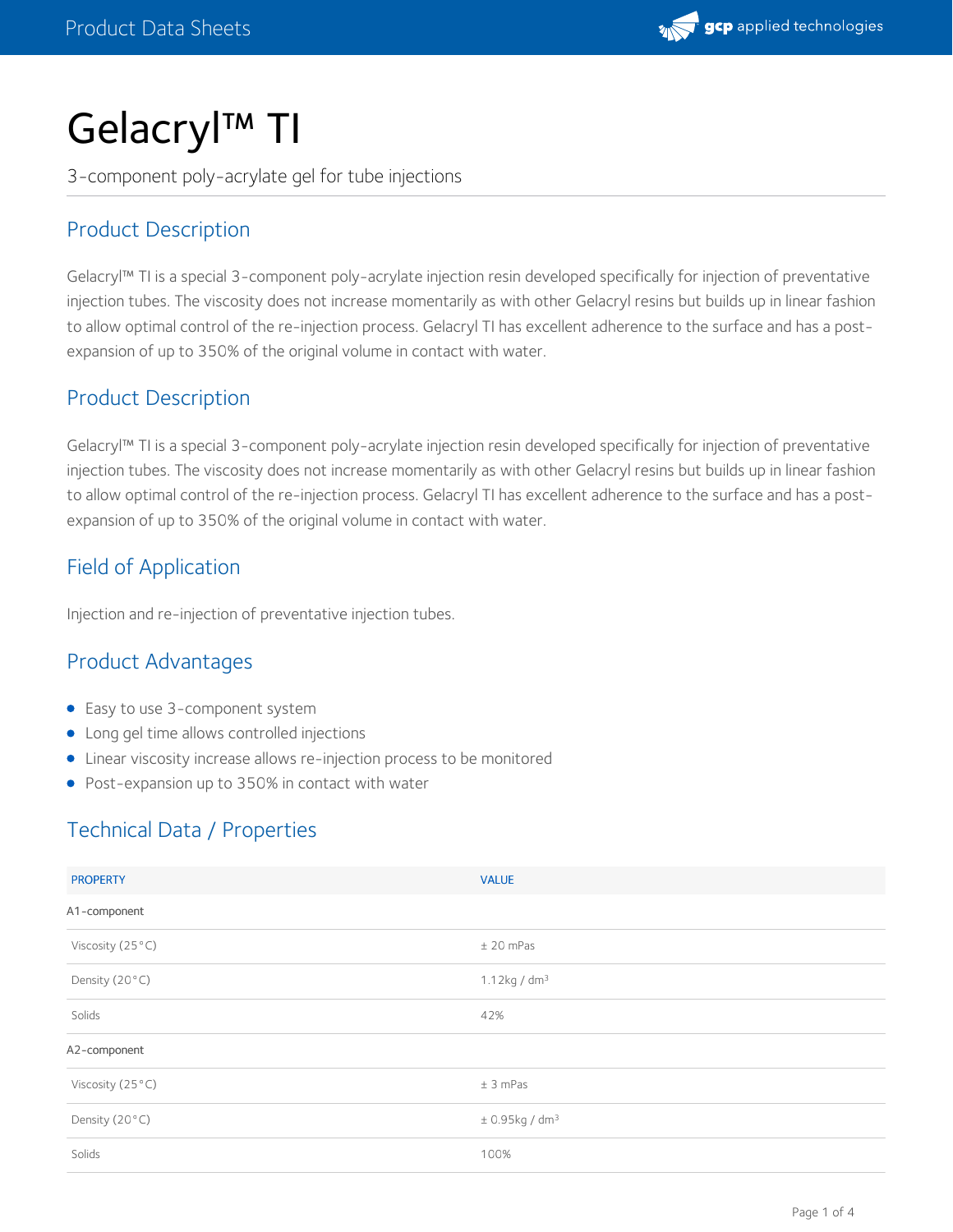# Gelacryl™ TI

3-component poly-acrylate gel for tube injections

## Product Description

Gelacryl™ TI is a special 3-component poly-acrylate injection resin developed specifically for injection of preventative injection tubes. The viscosity does not increase momentarily as with other Gelacryl resins but builds up in linear fashion to allow optimal control of the re-injection process. Gelacryl TI has excellent adherence to the surface and has a post-expansion of up to 350% of the original volume in contact with water.

## Product Description

Gelacryl™ TI is a special 3-component poly-acrylate injection resin developed specifically for injection of preventative injection tubes. The viscosity does not increase momentarily as with other Gelacryl resins but builds up in linear fashion to allow optimal control of the re-injection process. Gelacryl TI has excellent adherence to the surface and has a post-expansion of up to 350% of the original volume in contact with water.

## Field of Application

Injection and re-injection of preventative injection tubes.

## Product Advantages

- Easy to use 3-component system
- Long gel time allows controlled injections
- Linear viscosity increase allows re-injection process to be monitored
- Post-expansion up to 350% in contact with water

## Technical Data / Properties

| PROPERTY | VALUE |
|---|---|
| A1-component | |
| Viscosity (25°C) | ± 20 mPas |
| Density (20°C) | 1.12kg / dm³ |
| Solids | 42% |
| A2-component | |
| Viscosity (25°C) | ± 3 mPas |
| Density (20°C) | ± 0.95kg / dm³ |
| Solids | 100% |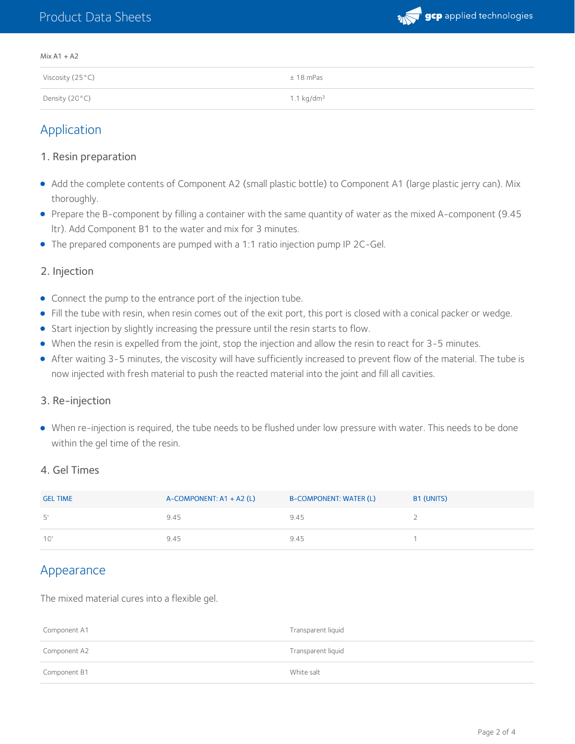Mix A1 + A2

| | |
|---|---|
| Viscosity (25°C) | ± 18 mPas |
| Density (20°C) | 1.1 kg/dm³ |

## Application

### 1. Resin preparation

- Add the complete contents of Component A2 (small plastic bottle) to Component A1 (large plastic jerry can). Mix thoroughly.
- Prepare the B-component by filling a container with the same quantity of water as the mixed A-component (9.45 ltr). Add Component B1 to the water and mix for 3 minutes.
- The prepared components are pumped with a 1:1 ratio injection pump IP 2C-Gel.

### 2. Injection

- Connect the pump to the entrance port of the injection tube.
- Fill the tube with resin, when resin comes out of the exit port, this port is closed with a conical packer or wedge.
- Start injection by slightly increasing the pressure until the resin starts to flow.
- When the resin is expelled from the joint, stop the injection and allow the resin to react for 3-5 minutes.
- After waiting 3-5 minutes, the viscosity will have sufficiently increased to prevent flow of the material. The tube is now injected with fresh material to push the reacted material into the joint and fill all cavities.

### 3. Re-injection

- When re-injection is required, the tube needs to be flushed under low pressure with water. This needs to be done within the gel time of the resin.

### 4. Gel Times

| GEL TIME | A-COMPONENT: A1 + A2 (L) | B-COMPONENT: WATER (L) | B1 (UNITS) |
|---|---|---|---|
| 5' | 9.45 | 9.45 | 2 |
| 10' | 9.45 | 9.45 | 1 |

## Appearance

The mixed material cures into a flexible gel.

| | |
|---|---|
| Component A1 | Transparent liquid |
| Component A2 | Transparent liquid |
| Component B1 | White salt |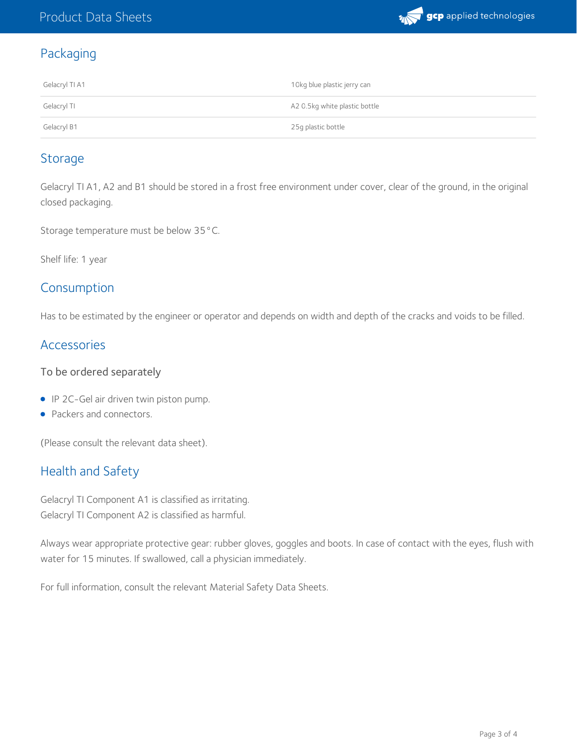## Packaging

| | |
|---|---|
| Gelacryl TI A1 | 10kg blue plastic jerry can |
| Gelacryl TI | A2 0.5kg white plastic bottle |
| Gelacryl B1 | 25g plastic bottle |

## Storage

Gelacryl TI A1, A2 and B1 should be stored in a frost free environment under cover, clear of the ground, in the original closed packaging.

Storage temperature must be below 35°C.

Shelf life: 1 year

## Consumption

Has to be estimated by the engineer or operator and depends on width and depth of the cracks and voids to be filled.

## Accessories

### To be ordered separately

- IP 2C-Gel air driven twin piston pump.
- Packers and connectors.

(Please consult the relevant data sheet).

## Health and Safety

Gelacryl TI Component A1 is classified as irritating.
Gelacryl TI Component A2 is classified as harmful.

Always wear appropriate protective gear: rubber gloves, goggles and boots. In case of contact with the eyes, flush with water for 15 minutes. If swallowed, call a physician immediately.

For full information, consult the relevant Material Safety Data Sheets.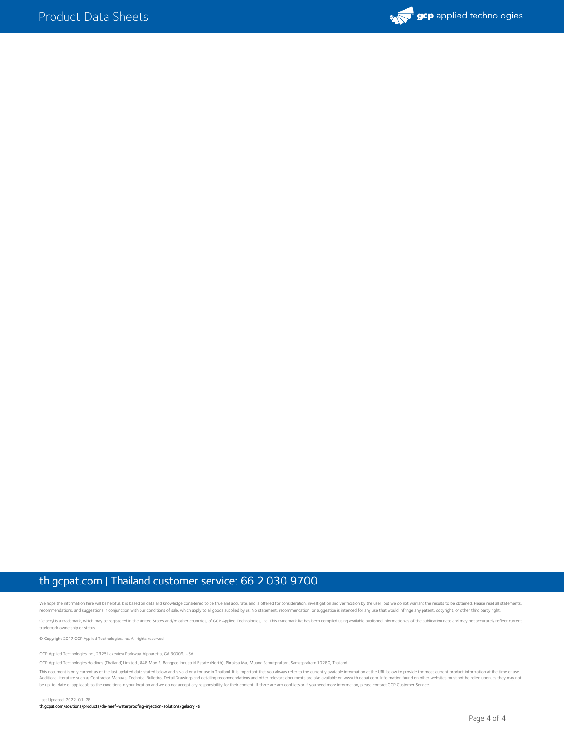th.gcpat.com | Thailand customer service: 66 2 030 9700

We hope the information here will be helpful. It is based on data and knowledge considered to be true and accurate, and is offered for consideration, investigation and verification by the user, but we do not warrant the results to be obtained. Please read all statements, recommendations, and suggestions in conjunction with our conditions of sale, which apply to all goods supplied by us. No statement, recommendation, or suggestion is intended for any use that would infringe any patent, copyright, or other third party right.

Gelacryl is a trademark, which may be registered in the United States and/or other countries, of GCP Applied Technologies, Inc. This trademark list has been compiled using available published information as of the publication date and may not accurately reflect current trademark ownership or status.

© Copyright 2017 GCP Applied Technologies, Inc. All rights reserved.

GCP Applied Technologies Inc., 2325 Lakeview Parkway, Alpharetta, GA 30009, USA

GCP Applied Technologies Holdings (Thailand) Limited., 848 Moo 2, Bangpoo Industrial Estate (North), Phraksa Mai, Muang Samutprakarn, Samutprakarn 10280, Thailand

This document is only current as of the last updated date stated below and is valid only for use in Thailand. It is important that you always refer to the currently available information at the URL below to provide the most current product information at the time of use. Additional literature such as Contractor Manuals, Technical Bulletins, Detail Drawings and detailing recommendations and other relevant documents are also available on www.th.gcpat.com. Information found on other websites must not be relied upon, as they may not be up-to-date or applicable to the conditions in your location and we do not accept any responsibility for their content. If there are any conflicts or if you need more information, please contact GCP Customer Service.

Last Updated: 2022-01-28

th.gcpat.com/solutions/products/de-neef-waterproofing-injection-solutions/gelacryl-ti